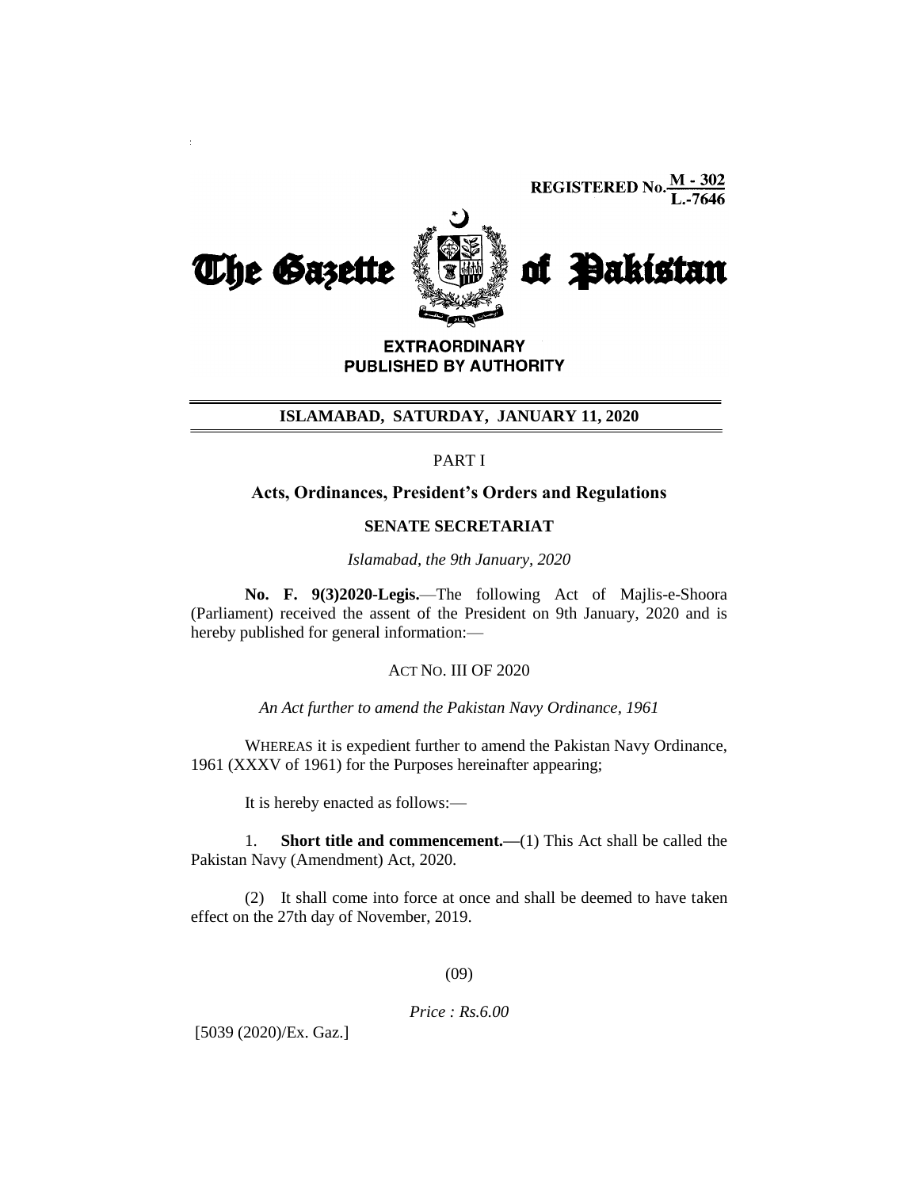REGISTERED No. M - 302 / L.-7646

# The Gazette of Pakistan

**EXTRAORDINARY**
**PUBLISHED BY AUTHORITY**

**ISLAMABAD, SATURDAY, JANUARY 11, 2020**

PART I

**Acts, Ordinances, President's Orders and Regulations**

**SENATE SECRETARIAT**

*Islamabad, the 9th January, 2020*

**No. F. 9(3)2020-Legis.**—The following Act of Majlis-e-Shoora (Parliament) received the assent of the President on 9th January, 2020 and is hereby published for general information:—

ACT NO. III OF 2020

*An Act further to amend the Pakistan Navy Ordinance, 1961*

WHEREAS it is expedient further to amend the Pakistan Navy Ordinance, 1961 (XXXV of 1961) for the Purposes hereinafter appearing;

It is hereby enacted as follows:—

1. **Short title and commencement.—**(1) This Act shall be called the Pakistan Navy (Amendment) Act, 2020.

(2) It shall come into force at once and shall be deemed to have taken effect on the 27th day of November, 2019.

*Price : Rs.6.00*

[5039 (2020)/Ex. Gaz.]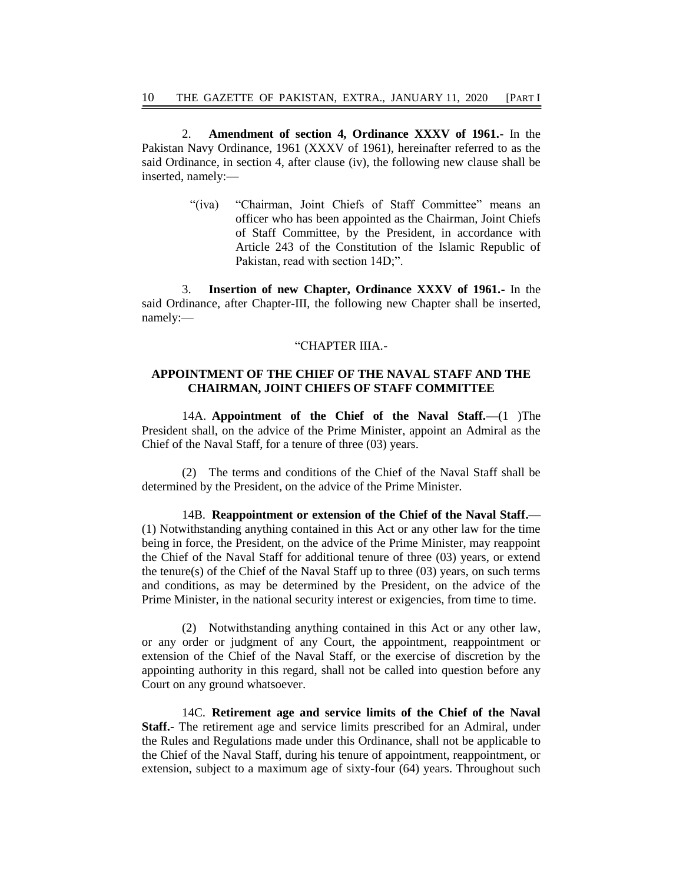2. **Amendment of section 4, Ordinance XXXV of 1961.-** In the Pakistan Navy Ordinance, 1961 (XXXV of 1961), hereinafter referred to as the said Ordinance, in section 4, after clause (iv), the following new clause shall be inserted, namely:—

> "(iva) "Chairman, Joint Chiefs of Staff Committee" means an officer who has been appointed as the Chairman, Joint Chiefs of Staff Committee, by the President, in accordance with Article 243 of the Constitution of the Islamic Republic of Pakistan, read with section 14D;".

3. **Insertion of new Chapter, Ordinance XXXV of 1961.-** In the said Ordinance, after Chapter-III, the following new Chapter shall be inserted, namely:—

"CHAPTER IIIA.-

**APPOINTMENT OF THE CHIEF OF THE NAVAL STAFF AND THE CHAIRMAN, JOINT CHIEFS OF STAFF COMMITTEE**

14A. **Appointment of the Chief of the Naval Staff.—**(1 )The President shall, on the advice of the Prime Minister, appoint an Admiral as the Chief of the Naval Staff, for a tenure of three (03) years.

(2) The terms and conditions of the Chief of the Naval Staff shall be determined by the President, on the advice of the Prime Minister.

14B. **Reappointment or extension of the Chief of the Naval Staff.—** (1) Notwithstanding anything contained in this Act or any other law for the time being in force, the President, on the advice of the Prime Minister, may reappoint the Chief of the Naval Staff for additional tenure of three (03) years, or extend the tenure(s) of the Chief of the Naval Staff up to three (03) years, on such terms and conditions, as may be determined by the President, on the advice of the Prime Minister, in the national security interest or exigencies, from time to time.

(2) Notwithstanding anything contained in this Act or any other law, or any order or judgment of any Court, the appointment, reappointment or extension of the Chief of the Naval Staff, or the exercise of discretion by the appointing authority in this regard, shall not be called into question before any Court on any ground whatsoever.

14C. **Retirement age and service limits of the Chief of the Naval Staff.-** The retirement age and service limits prescribed for an Admiral, under the Rules and Regulations made under this Ordinance, shall not be applicable to the Chief of the Naval Staff, during his tenure of appointment, reappointment, or extension, subject to a maximum age of sixty-four (64) years. Throughout such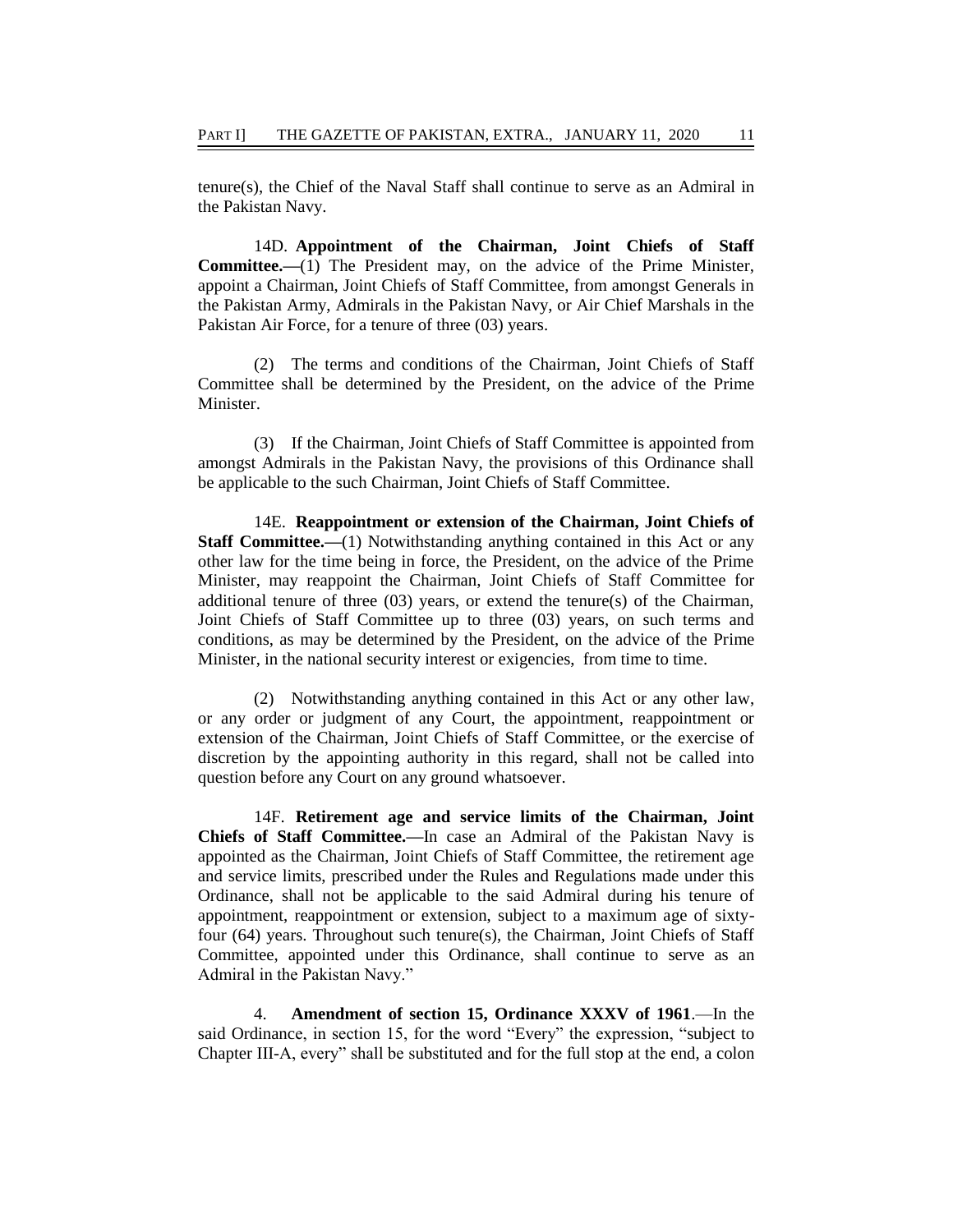tenure(s), the Chief of the Naval Staff shall continue to serve as an Admiral in the Pakistan Navy.

14D. **Appointment of the Chairman, Joint Chiefs of Staff Committee.—**(1) The President may, on the advice of the Prime Minister, appoint a Chairman, Joint Chiefs of Staff Committee, from amongst Generals in the Pakistan Army, Admirals in the Pakistan Navy, or Air Chief Marshals in the Pakistan Air Force, for a tenure of three (03) years.

(2) The terms and conditions of the Chairman, Joint Chiefs of Staff Committee shall be determined by the President, on the advice of the Prime Minister.

(3) If the Chairman, Joint Chiefs of Staff Committee is appointed from amongst Admirals in the Pakistan Navy, the provisions of this Ordinance shall be applicable to the such Chairman, Joint Chiefs of Staff Committee.

14E. **Reappointment or extension of the Chairman, Joint Chiefs of Staff Committee.—**(1) Notwithstanding anything contained in this Act or any other law for the time being in force, the President, on the advice of the Prime Minister, may reappoint the Chairman, Joint Chiefs of Staff Committee for additional tenure of three (03) years, or extend the tenure(s) of the Chairman, Joint Chiefs of Staff Committee up to three (03) years, on such terms and conditions, as may be determined by the President, on the advice of the Prime Minister, in the national security interest or exigencies, from time to time.

(2) Notwithstanding anything contained in this Act or any other law, or any order or judgment of any Court, the appointment, reappointment or extension of the Chairman, Joint Chiefs of Staff Committee, or the exercise of discretion by the appointing authority in this regard, shall not be called into question before any Court on any ground whatsoever.

14F. **Retirement age and service limits of the Chairman, Joint Chiefs of Staff Committee.—**In case an Admiral of the Pakistan Navy is appointed as the Chairman, Joint Chiefs of Staff Committee, the retirement age and service limits, prescribed under the Rules and Regulations made under this Ordinance, shall not be applicable to the said Admiral during his tenure of appointment, reappointment or extension, subject to a maximum age of sixty-four (64) years. Throughout such tenure(s), the Chairman, Joint Chiefs of Staff Committee, appointed under this Ordinance, shall continue to serve as an Admiral in the Pakistan Navy."

4. **Amendment of section 15, Ordinance XXXV of 1961**.—In the said Ordinance, in section 15, for the word "Every" the expression, "subject to Chapter III-A, every" shall be substituted and for the full stop at the end, a colon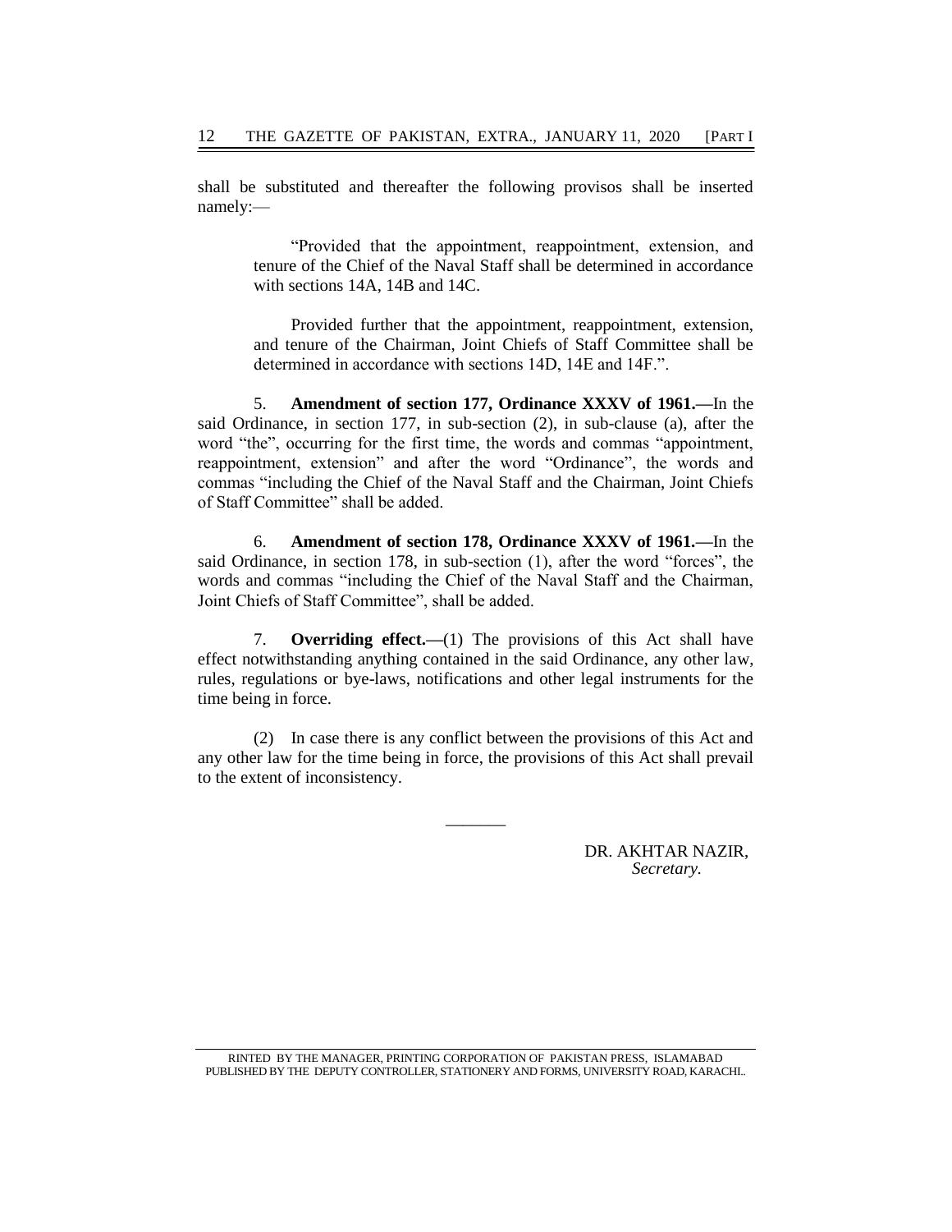shall be substituted and thereafter the following provisos shall be inserted namely:—

> "Provided that the appointment, reappointment, extension, and tenure of the Chief of the Naval Staff shall be determined in accordance with sections 14A, 14B and 14C.
>
> Provided further that the appointment, reappointment, extension, and tenure of the Chairman, Joint Chiefs of Staff Committee shall be determined in accordance with sections 14D, 14E and 14F.".

5. **Amendment of section 177, Ordinance XXXV of 1961.—**In the said Ordinance, in section 177, in sub-section (2), in sub-clause (a), after the word "the", occurring for the first time, the words and commas "appointment, reappointment, extension" and after the word "Ordinance", the words and commas "including the Chief of the Naval Staff and the Chairman, Joint Chiefs of Staff Committee" shall be added.

6. **Amendment of section 178, Ordinance XXXV of 1961.—**In the said Ordinance, in section 178, in sub-section (1), after the word "forces", the words and commas "including the Chief of the Naval Staff and the Chairman, Joint Chiefs of Staff Committee", shall be added.

7. **Overriding effect.—**(1) The provisions of this Act shall have effect notwithstanding anything contained in the said Ordinance, any other law, rules, regulations or bye-laws, notifications and other legal instruments for the time being in force.

(2) In case there is any conflict between the provisions of this Act and any other law for the time being in force, the provisions of this Act shall prevail to the extent of inconsistency.

———

DR. AKHTAR NAZIR,
*Secretary.*

RINTED BY THE MANAGER, PRINTING CORPORATION OF PAKISTAN PRESS, ISLAMABAD
PUBLISHED BY THE DEPUTY CONTROLLER, STATIONERY AND FORMS, UNIVERSITY ROAD, KARACHI.